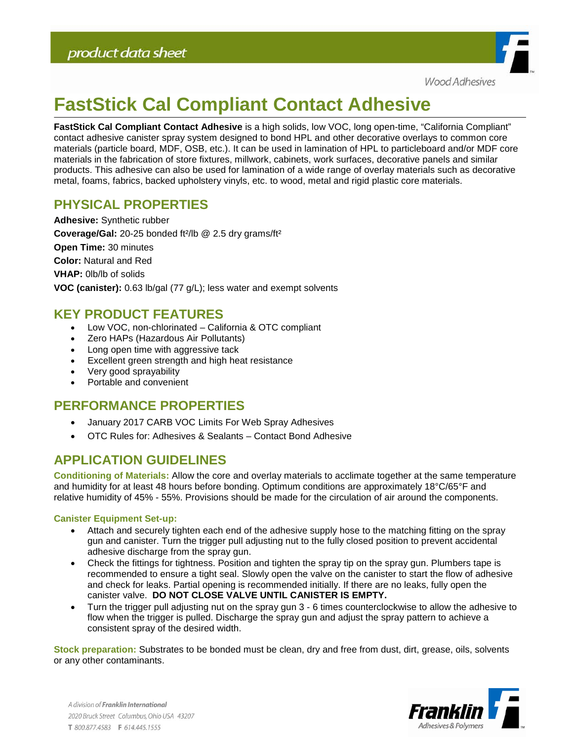product data sheet

Wood Adhesives

# FastStick Cal Compliant Contact Adhesive

**FastStick Cal Compliant Contact Adhesive** is a high solids, low VOC, long open-time, "California Compliant" contact adhesive canister spray system designed to bond HPL and other decorative overlays to common core materials (particle board, MDF, OSB, etc.). It can be used in lamination of HPL to particleboard and/or MDF core materials in the fabrication of store fixtures, millwork, cabinets, work surfaces, decorative panels and similar products. This adhesive can also be used for lamination of a wide range of overlay materials such as decorative metal, foams, fabrics, backed upholstery vinyls, etc. to wood, metal and rigid plastic core materials.

## PHYSICAL PROPERTIES

**Adhesive:** Synthetic rubber

**Coverage/Gal:** 20-25 bonded ft²/lb @ 2.5 dry grams/ft²

**Open Time:** 30 minutes

**Color:** Natural and Red

**VHAP:** 0lb/lb of solids

**VOC (canister):** 0.63 lb/gal (77 g/L); less water and exempt solvents

## KEY PRODUCT FEATURES

- Low VOC, non-chlorinated – California & OTC compliant
- Zero HAPs (Hazardous Air Pollutants)
- Long open time with aggressive tack
- Excellent green strength and high heat resistance
- Very good sprayability
- Portable and convenient

## PERFORMANCE PROPERTIES

- January 2017 CARB VOC Limits For Web Spray Adhesives
- OTC Rules for: Adhesives & Sealants – Contact Bond Adhesive

## APPLICATION GUIDELINES

**Conditioning of Materials:** Allow the core and overlay materials to acclimate together at the same temperature and humidity for at least 48 hours before bonding. Optimum conditions are approximately 18°C/65°F and relative humidity of 45% - 55%. Provisions should be made for the circulation of air around the components.

**Canister Equipment Set-up:**

- Attach and securely tighten each end of the adhesive supply hose to the matching fitting on the spray gun and canister. Turn the trigger pull adjusting nut to the fully closed position to prevent accidental adhesive discharge from the spray gun.
- Check the fittings for tightness. Position and tighten the spray tip on the spray gun. Plumbers tape is recommended to ensure a tight seal. Slowly open the valve on the canister to start the flow of adhesive and check for leaks. Partial opening is recommended initially. If there are no leaks, fully open the canister valve. **DO NOT CLOSE VALVE UNTIL CANISTER IS EMPTY.**
- Turn the trigger pull adjusting nut on the spray gun 3 - 6 times counterclockwise to allow the adhesive to flow when the trigger is pulled. Discharge the spray gun and adjust the spray pattern to achieve a consistent spray of the desired width.

**Stock preparation:** Substrates to be bonded must be clean, dry and free from dust, dirt, grease, oils, solvents or any other contaminants.

A division of **Franklin International**
2020 Bruck Street Columbus, Ohio USA 43207
T 800.877.4583 F 614.445.1555

Franklin Adhesives & Polymers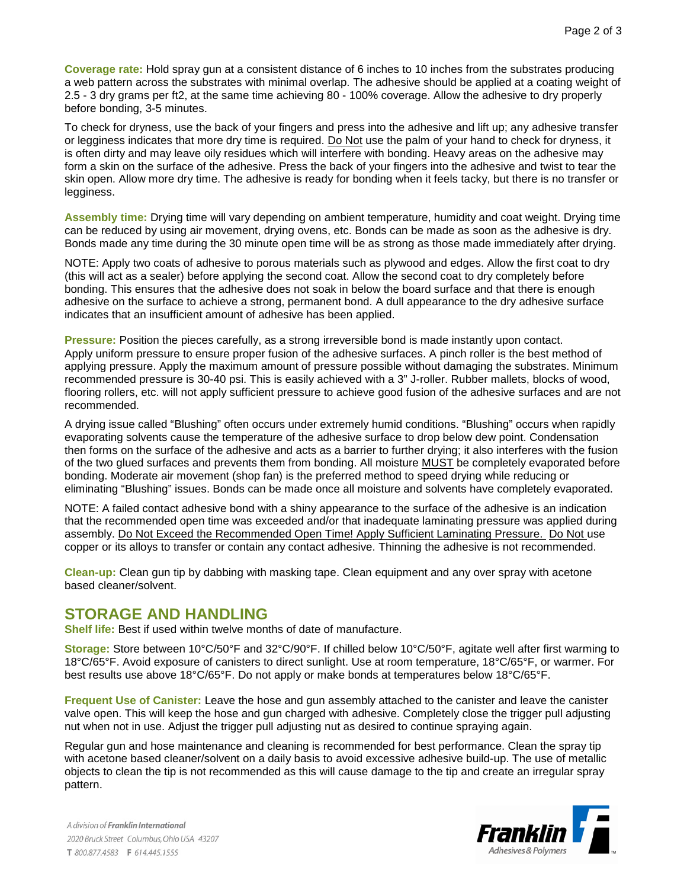**Coverage rate:** Hold spray gun at a consistent distance of 6 inches to 10 inches from the substrates producing a web pattern across the substrates with minimal overlap. The adhesive should be applied at a coating weight of 2.5 - 3 dry grams per ft2, at the same time achieving 80 - 100% coverage. Allow the adhesive to dry properly before bonding, 3-5 minutes.

To check for dryness, use the back of your fingers and press into the adhesive and lift up; any adhesive transfer or legginess indicates that more dry time is required. Do Not use the palm of your hand to check for dryness, it is often dirty and may leave oily residues which will interfere with bonding. Heavy areas on the adhesive may form a skin on the surface of the adhesive. Press the back of your fingers into the adhesive and twist to tear the skin open. Allow more dry time. The adhesive is ready for bonding when it feels tacky, but there is no transfer or legginess.

**Assembly time:** Drying time will vary depending on ambient temperature, humidity and coat weight. Drying time can be reduced by using air movement, drying ovens, etc. Bonds can be made as soon as the adhesive is dry. Bonds made any time during the 30 minute open time will be as strong as those made immediately after drying.

NOTE: Apply two coats of adhesive to porous materials such as plywood and edges. Allow the first coat to dry (this will act as a sealer) before applying the second coat. Allow the second coat to dry completely before bonding. This ensures that the adhesive does not soak in below the board surface and that there is enough adhesive on the surface to achieve a strong, permanent bond. A dull appearance to the dry adhesive surface indicates that an insufficient amount of adhesive has been applied.

**Pressure:** Position the pieces carefully, as a strong irreversible bond is made instantly upon contact. Apply uniform pressure to ensure proper fusion of the adhesive surfaces. A pinch roller is the best method of applying pressure. Apply the maximum amount of pressure possible without damaging the substrates. Minimum recommended pressure is 30-40 psi. This is easily achieved with a 3" J-roller. Rubber mallets, blocks of wood, flooring rollers, etc. will not apply sufficient pressure to achieve good fusion of the adhesive surfaces and are not recommended.

A drying issue called "Blushing" often occurs under extremely humid conditions. "Blushing" occurs when rapidly evaporating solvents cause the temperature of the adhesive surface to drop below dew point. Condensation then forms on the surface of the adhesive and acts as a barrier to further drying; it also interferes with the fusion of the two glued surfaces and prevents them from bonding. All moisture MUST be completely evaporated before bonding. Moderate air movement (shop fan) is the preferred method to speed drying while reducing or eliminating "Blushing" issues. Bonds can be made once all moisture and solvents have completely evaporated.

NOTE: A failed contact adhesive bond with a shiny appearance to the surface of the adhesive is an indication that the recommended open time was exceeded and/or that inadequate laminating pressure was applied during assembly. Do Not Exceed the Recommended Open Time! Apply Sufficient Laminating Pressure. Do Not use copper or its alloys to transfer or contain any contact adhesive. Thinning the adhesive is not recommended.

**Clean-up:** Clean gun tip by dabbing with masking tape. Clean equipment and any over spray with acetone based cleaner/solvent.

## STORAGE AND HANDLING

**Shelf life:** Best if used within twelve months of date of manufacture.

**Storage:** Store between 10°C/50°F and 32°C/90°F. If chilled below 10°C/50°F, agitate well after first warming to 18°C/65°F. Avoid exposure of canisters to direct sunlight. Use at room temperature, 18°C/65°F, or warmer. For best results use above 18°C/65°F. Do not apply or make bonds at temperatures below 18°C/65°F.

**Frequent Use of Canister:** Leave the hose and gun assembly attached to the canister and leave the canister valve open. This will keep the hose and gun charged with adhesive. Completely close the trigger pull adjusting nut when not in use. Adjust the trigger pull adjusting nut as desired to continue spraying again.

Regular gun and hose maintenance and cleaning is recommended for best performance. Clean the spray tip with acetone based cleaner/solvent on a daily basis to avoid excessive adhesive build-up. The use of metallic objects to clean the tip is not recommended as this will cause damage to the tip and create an irregular spray pattern.

A division of Franklin International
2020 Bruck Street Columbus, Ohio USA 43207
T 800.877.4583 F 614.445.1555

Franklin Adhesives & Polymers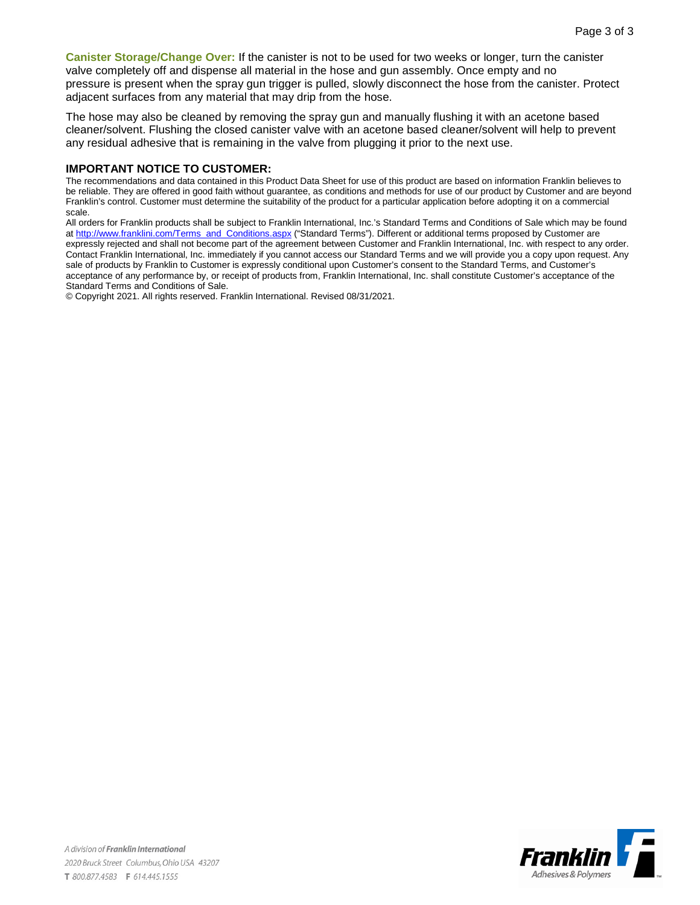**Canister Storage/Change Over:** If the canister is not to be used for two weeks or longer, turn the canister valve completely off and dispense all material in the hose and gun assembly. Once empty and no pressure is present when the spray gun trigger is pulled, slowly disconnect the hose from the canister. Protect adjacent surfaces from any material that may drip from the hose.

The hose may also be cleaned by removing the spray gun and manually flushing it with an acetone based cleaner/solvent. Flushing the closed canister valve with an acetone based cleaner/solvent will help to prevent any residual adhesive that is remaining in the valve from plugging it prior to the next use.

**IMPORTANT NOTICE TO CUSTOMER:**

The recommendations and data contained in this Product Data Sheet for use of this product are based on information Franklin believes to be reliable. They are offered in good faith without guarantee, as conditions and methods for use of our product by Customer and are beyond Franklin's control. Customer must determine the suitability of the product for a particular application before adopting it on a commercial scale.

All orders for Franklin products shall be subject to Franklin International, Inc.'s Standard Terms and Conditions of Sale which may be found at http://www.franklini.com/Terms_and_Conditions.aspx ("Standard Terms"). Different or additional terms proposed by Customer are expressly rejected and shall not become part of the agreement between Customer and Franklin International, Inc. with respect to any order. Contact Franklin International, Inc. immediately if you cannot access our Standard Terms and we will provide you a copy upon request. Any sale of products by Franklin to Customer is expressly conditional upon Customer's consent to the Standard Terms, and Customer's acceptance of any performance by, or receipt of products from, Franklin International, Inc. shall constitute Customer's acceptance of the Standard Terms and Conditions of Sale.

© Copyright 2021. All rights reserved. Franklin International. Revised 08/31/2021.

*A division of* ***Franklin International***
*2020 Bruck Street Columbus, Ohio USA 43207*
**T** *800.877.4583* **F** *614.445.1555*

Franklin Adhesives & Polymers